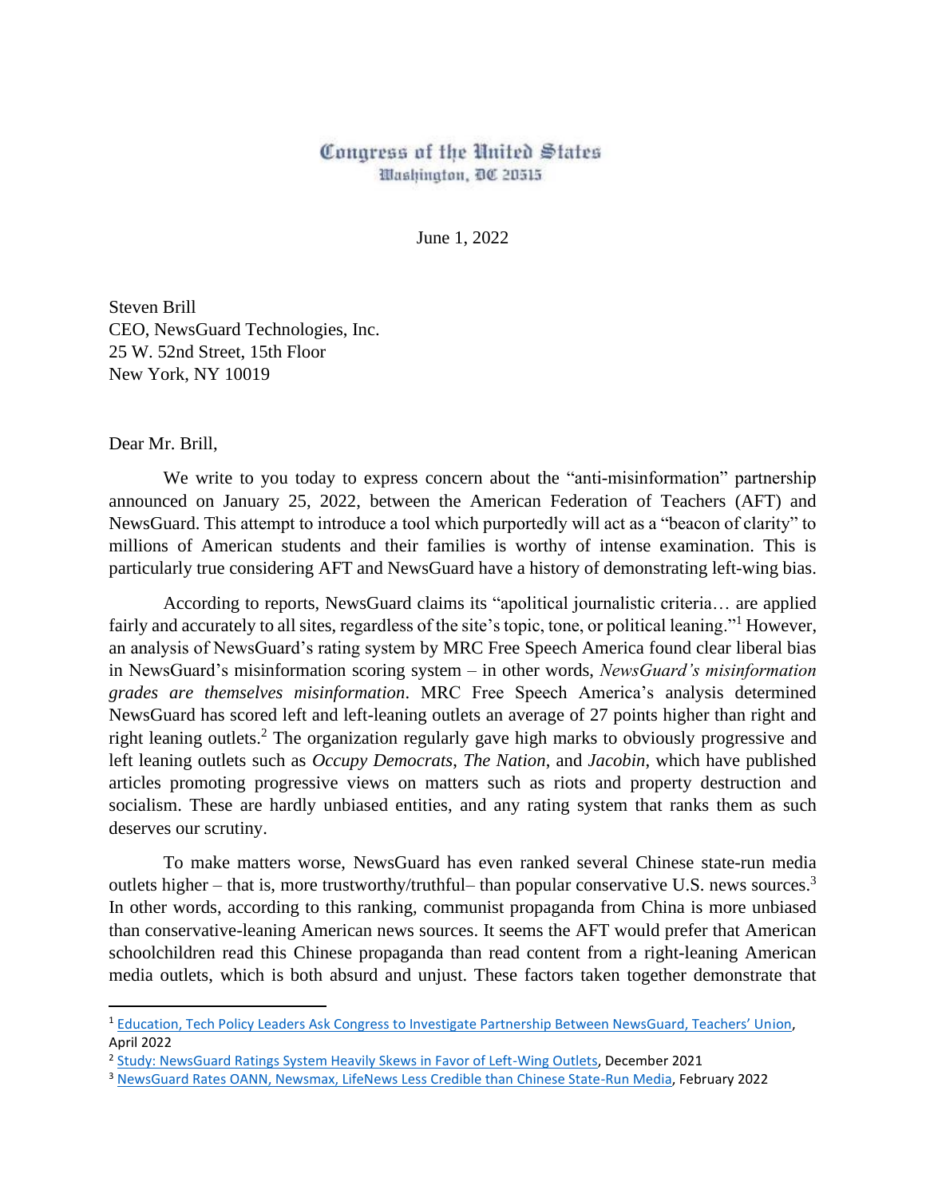Congress of the United States
Washington, DC 20515

June 1, 2022

Steven Brill
CEO, NewsGuard Technologies, Inc.
25 W. 52nd Street, 15th Floor
New York, NY 10019

Dear Mr. Brill,

We write to you today to express concern about the "anti-misinformation" partnership announced on January 25, 2022, between the American Federation of Teachers (AFT) and NewsGuard. This attempt to introduce a tool which purportedly will act as a "beacon of clarity" to millions of American students and their families is worthy of intense examination. This is particularly true considering AFT and NewsGuard have a history of demonstrating left-wing bias.

According to reports, NewsGuard claims its "apolitical journalistic criteria… are applied fairly and accurately to all sites, regardless of the site's topic, tone, or political leaning."[1] However, an analysis of NewsGuard's rating system by MRC Free Speech America found clear liberal bias in NewsGuard's misinformation scoring system – in other words, *NewsGuard's misinformation grades are themselves misinformation*. MRC Free Speech America's analysis determined NewsGuard has scored left and left-leaning outlets an average of 27 points higher than right and right leaning outlets.[2] The organization regularly gave high marks to obviously progressive and left leaning outlets such as *Occupy Democrats*, *The Nation*, and *Jacobin*, which have published articles promoting progressive views on matters such as riots and property destruction and socialism. These are hardly unbiased entities, and any rating system that ranks them as such deserves our scrutiny.

To make matters worse, NewsGuard has even ranked several Chinese state-run media outlets higher – that is, more trustworthy/truthful– than popular conservative U.S. news sources.[3] In other words, according to this ranking, communist propaganda from China is more unbiased than conservative-leaning American news sources. It seems the AFT would prefer that American schoolchildren read this Chinese propaganda than read content from a right-leaning American media outlets, which is both absurd and unjust. These factors taken together demonstrate that

---

[1] Education, Tech Policy Leaders Ask Congress to Investigate Partnership Between NewsGuard, Teachers' Union, April 2022

[2] Study: NewsGuard Ratings System Heavily Skews in Favor of Left-Wing Outlets, December 2021

[3] NewsGuard Rates OANN, Newsmax, LifeNews Less Credible than Chinese State-Run Media, February 2022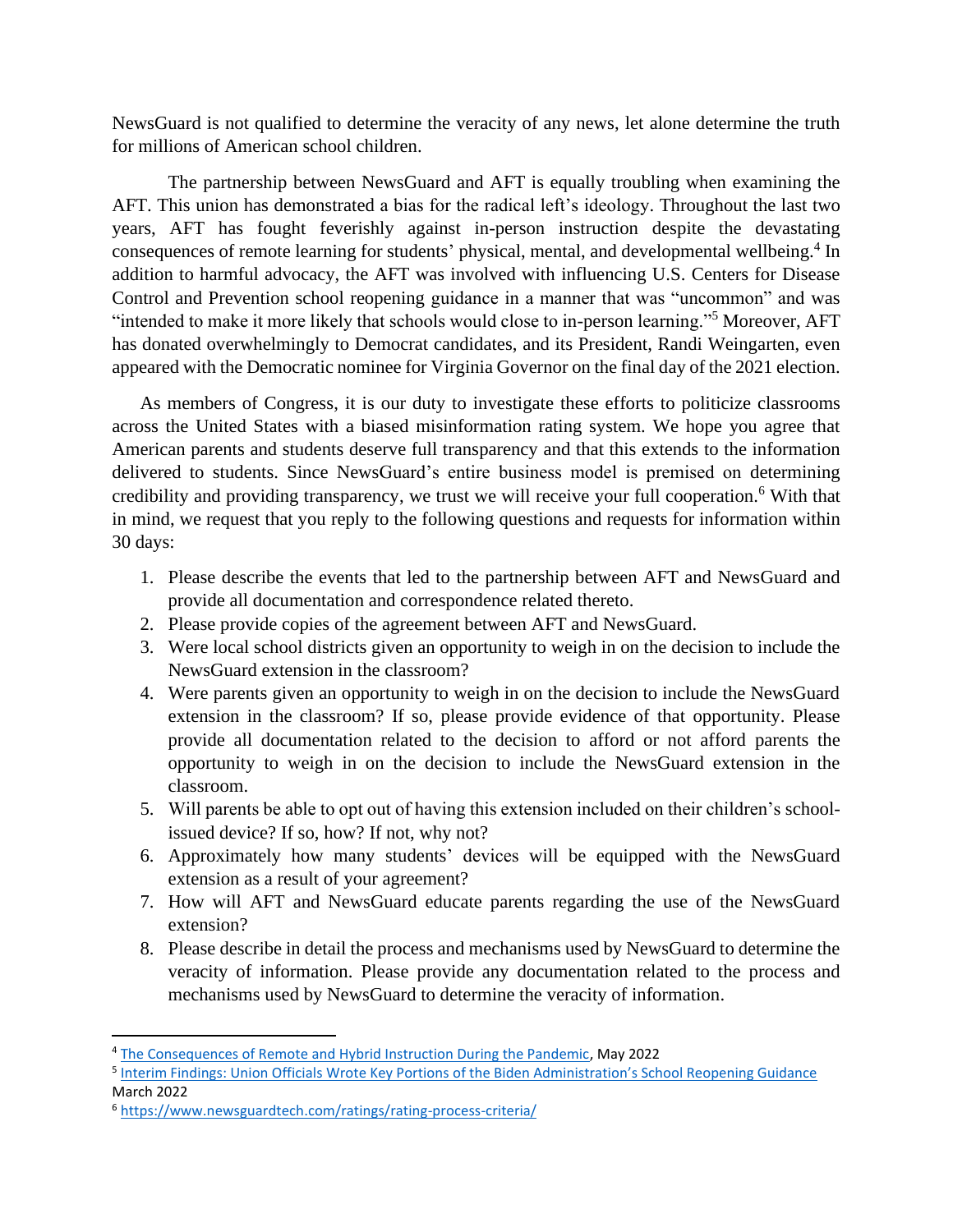NewsGuard is not qualified to determine the veracity of any news, let alone determine the truth for millions of American school children.

The partnership between NewsGuard and AFT is equally troubling when examining the AFT. This union has demonstrated a bias for the radical left's ideology. Throughout the last two years, AFT has fought feverishly against in-person instruction despite the devastating consequences of remote learning for students' physical, mental, and developmental wellbeing.[4] In addition to harmful advocacy, the AFT was involved with influencing U.S. Centers for Disease Control and Prevention school reopening guidance in a manner that was "uncommon" and was "intended to make it more likely that schools would close to in-person learning."[5] Moreover, AFT has donated overwhelmingly to Democrat candidates, and its President, Randi Weingarten, even appeared with the Democratic nominee for Virginia Governor on the final day of the 2021 election.

As members of Congress, it is our duty to investigate these efforts to politicize classrooms across the United States with a biased misinformation rating system. We hope you agree that American parents and students deserve full transparency and that this extends to the information delivered to students. Since NewsGuard's entire business model is premised on determining credibility and providing transparency, we trust we will receive your full cooperation.[6] With that in mind, we request that you reply to the following questions and requests for information within 30 days:

1. Please describe the events that led to the partnership between AFT and NewsGuard and provide all documentation and correspondence related thereto.
2. Please provide copies of the agreement between AFT and NewsGuard.
3. Were local school districts given an opportunity to weigh in on the decision to include the NewsGuard extension in the classroom?
4. Were parents given an opportunity to weigh in on the decision to include the NewsGuard extension in the classroom? If so, please provide evidence of that opportunity. Please provide all documentation related to the decision to afford or not afford parents the opportunity to weigh in on the decision to include the NewsGuard extension in the classroom.
5. Will parents be able to opt out of having this extension included on their children's school-issued device? If so, how? If not, why not?
6. Approximately how many students' devices will be equipped with the NewsGuard extension as a result of your agreement?
7. How will AFT and NewsGuard educate parents regarding the use of the NewsGuard extension?
8. Please describe in detail the process and mechanisms used by NewsGuard to determine the veracity of information. Please provide any documentation related to the process and mechanisms used by NewsGuard to determine the veracity of information.

---

[4] The Consequences of Remote and Hybrid Instruction During the Pandemic, May 2022

[5] Interim Findings: Union Officials Wrote Key Portions of the Biden Administration's School Reopening Guidance March 2022

[6] https://www.newsguardtech.com/ratings/rating-process-criteria/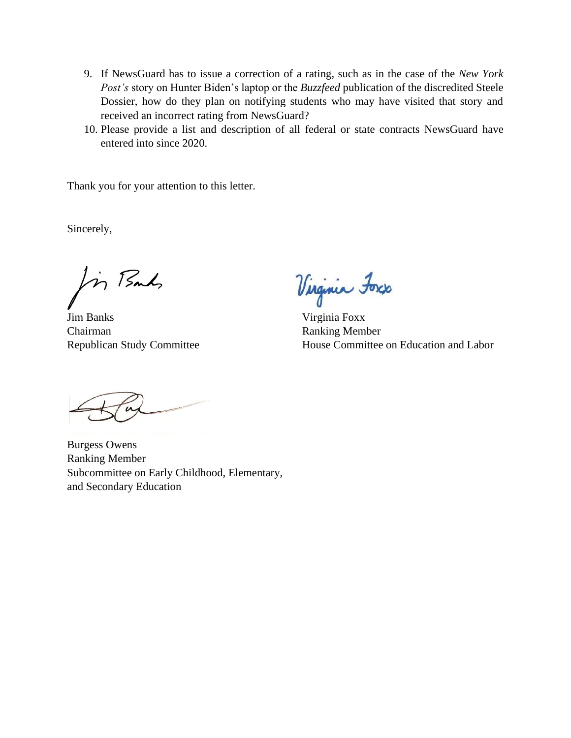9. If NewsGuard has to issue a correction of a rating, such as in the case of the *New York Post's* story on Hunter Biden's laptop or the *Buzzfeed* publication of the discredited Steele Dossier, how do they plan on notifying students who may have visited that story and received an incorrect rating from NewsGuard?
10. Please provide a list and description of all federal or state contracts NewsGuard have entered into since 2020.

Thank you for your attention to this letter.

Sincerely,

Jim Banks
Chairman
Republican Study Committee

Virginia Foxx
Ranking Member
House Committee on Education and Labor

Burgess Owens
Ranking Member
Subcommittee on Early Childhood, Elementary, and Secondary Education